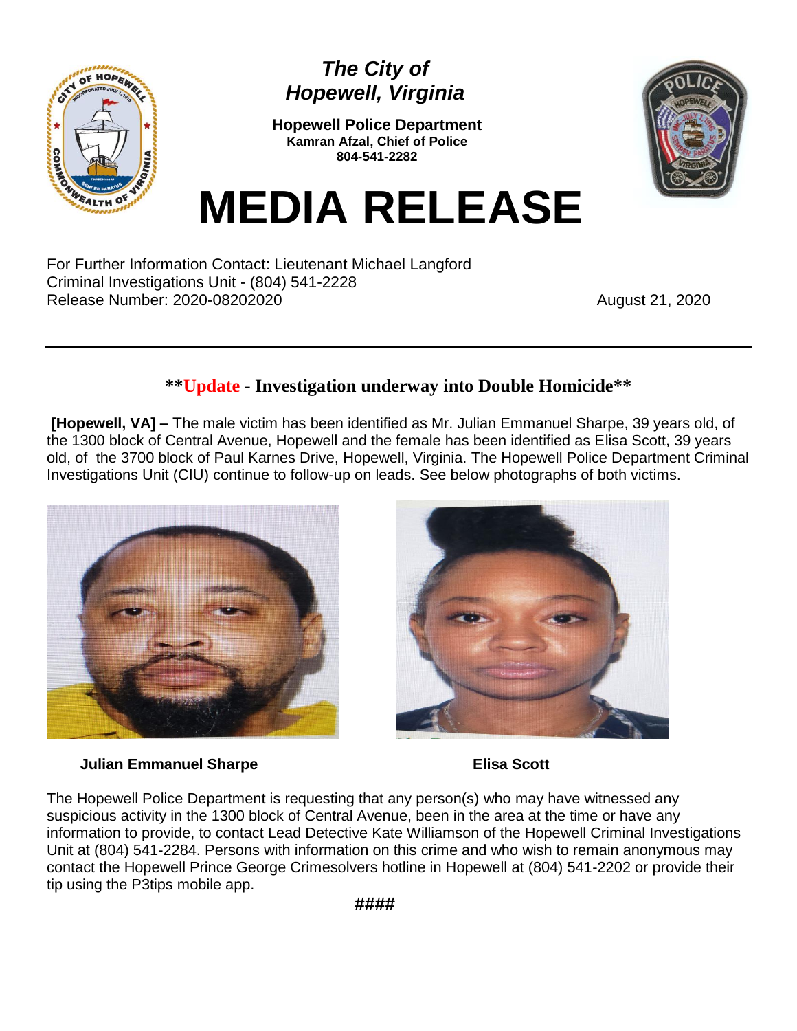*The City of*
*Hopewell, Virginia*

**Hopewell Police Department**
**Kamran Afzal, Chief of Police**
**804-541-2282**

# MEDIA RELEASE

For Further Information Contact: Lieutenant Michael Langford
Criminal Investigations Unit - (804) 541-2228
Release Number: 2020-08202020

August 21, 2020

---

## **Update - Investigation underway into Double Homicide**

**[Hopewell, VA] –** The male victim has been identified as Mr. Julian Emmanuel Sharpe, 39 years old, of the 1300 block of Central Avenue, Hopewell and the female has been identified as Elisa Scott, 39 years old, of the 3700 block of Paul Karnes Drive, Hopewell, Virginia. The Hopewell Police Department Criminal Investigations Unit (CIU) continue to follow-up on leads. See below photographs of both victims.

**Julian Emmanuel Sharpe**

**Elisa Scott**

The Hopewell Police Department is requesting that any person(s) who may have witnessed any suspicious activity in the 1300 block of Central Avenue, been in the area at the time or have any information to provide, to contact Lead Detective Kate Williamson of the Hopewell Criminal Investigations Unit at (804) 541-2284. Persons with information on this crime and who wish to remain anonymous may contact the Hopewell Prince George Crimesolvers hotline in Hopewell at (804) 541-2202 or provide their tip using the P3tips mobile app.

####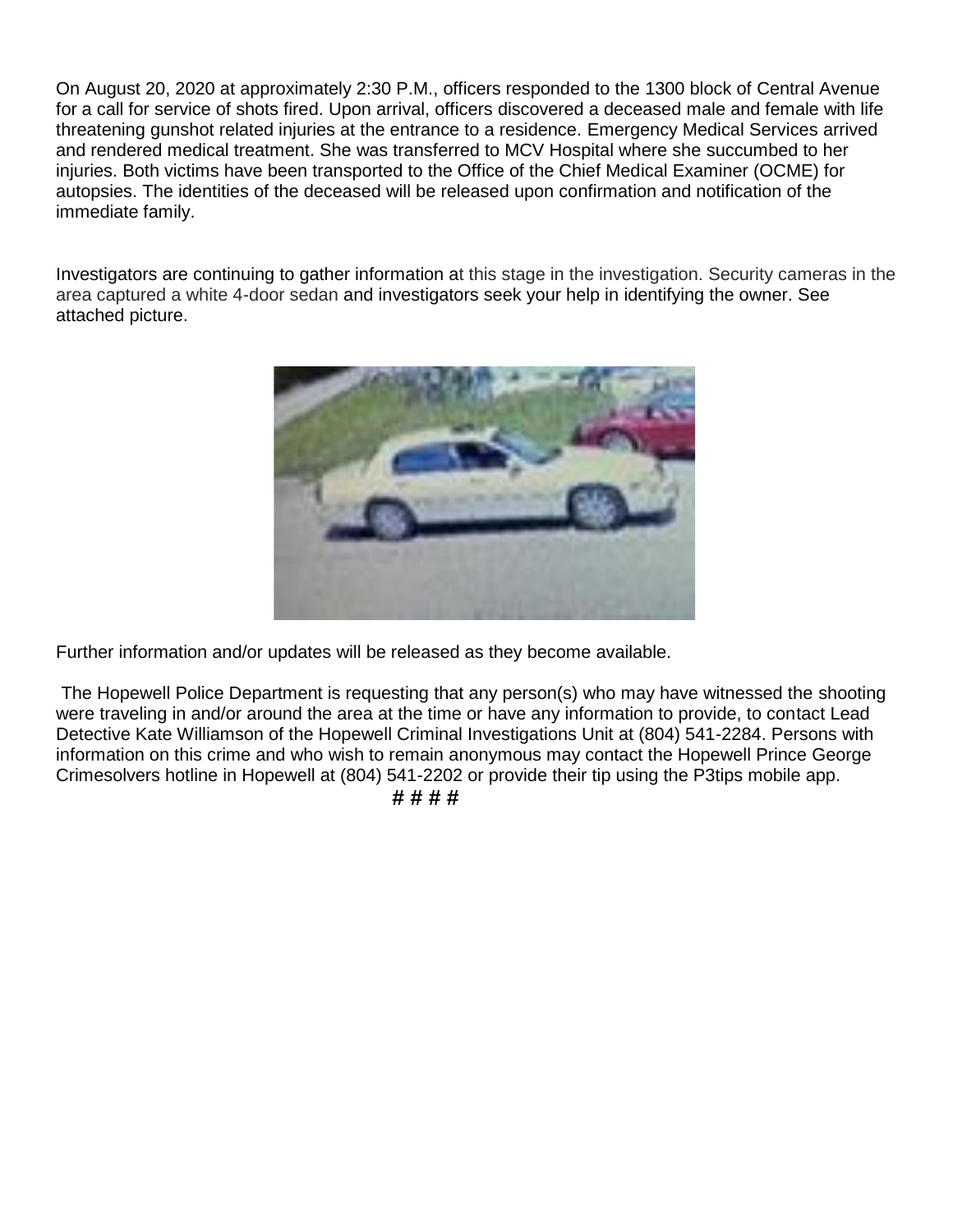On August 20, 2020 at approximately 2:30 P.M., officers responded to the 1300 block of Central Avenue for a call for service of shots fired. Upon arrival, officers discovered a deceased male and female with life threatening gunshot related injuries at the entrance to a residence. Emergency Medical Services arrived and rendered medical treatment. She was transferred to MCV Hospital where she succumbed to her injuries. Both victims have been transported to the Office of the Chief Medical Examiner (OCME) for autopsies. The identities of the deceased will be released upon confirmation and notification of the immediate family.

Investigators are continuing to gather information at this stage in the investigation. Security cameras in the area captured a white 4-door sedan and investigators seek your help in identifying the owner. See attached picture.

Further information and/or updates will be released as they become available.

The Hopewell Police Department is requesting that any person(s) who may have witnessed the shooting were traveling in and/or around the area at the time or have any information to provide, to contact Lead Detective Kate Williamson of the Hopewell Criminal Investigations Unit at (804) 541-2284. Persons with information on this crime and who wish to remain anonymous may contact the Hopewell Prince George Crimesolvers hotline in Hopewell at (804) 541-2202 or provide their tip using the P3tips mobile app.

# # # #